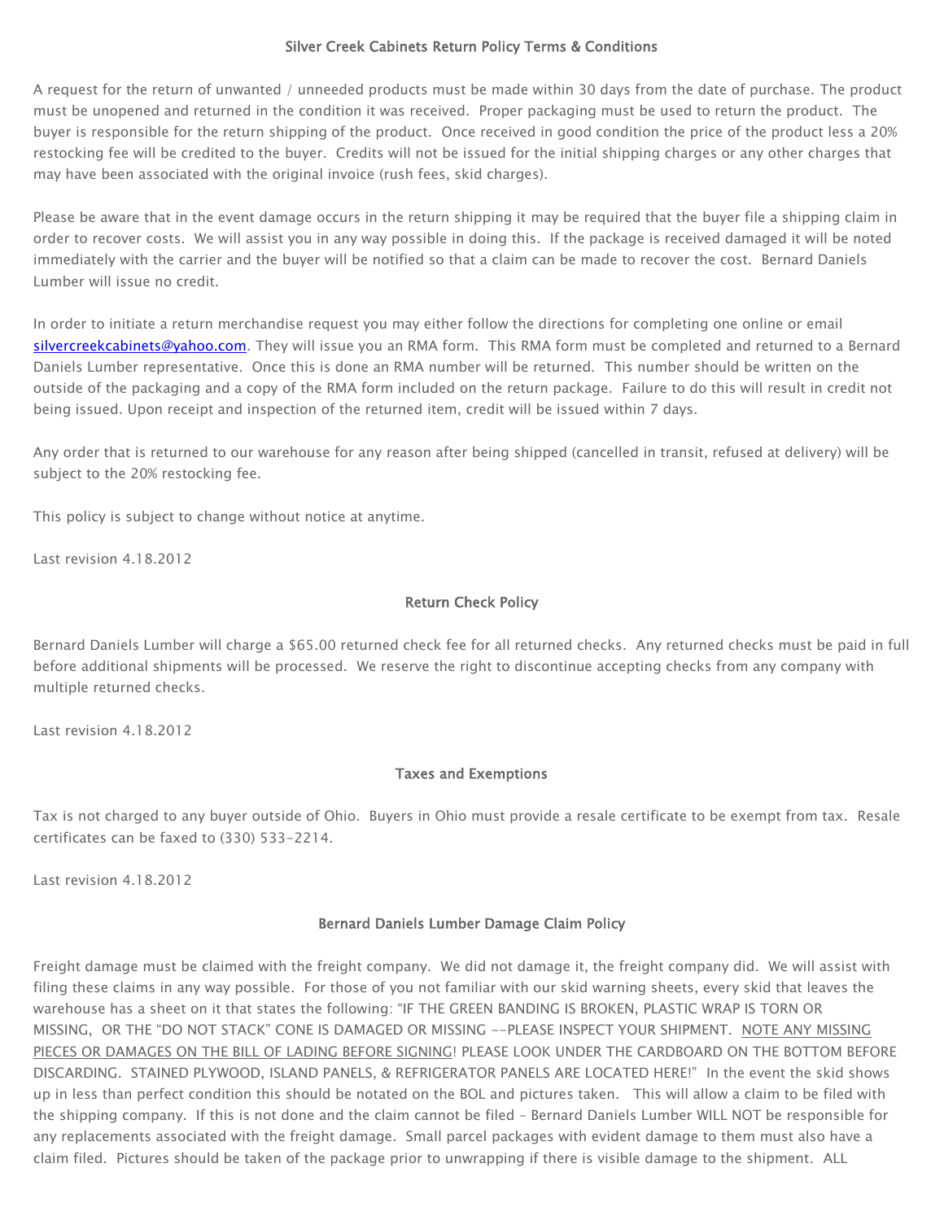## Silver Creek Cabinets Return Policy Terms & Conditions

A request for the return of unwanted / unneeded products must be made within 30 days from the date of purchase. The product must be unopened and returned in the condition it was received. Proper packaging must be used to return the product. The buyer is responsible for the return shipping of the product. Once received in good condition the price of the product less a 20% restocking fee will be credited to the buyer. Credits will not be issued for the initial shipping charges or any other charges that may have been associated with the original invoice (rush fees, skid charges).

Please be aware that in the event damage occurs in the return shipping it may be required that the buyer file a shipping claim in order to recover costs. We will assist you in any way possible in doing this. If the package is received damaged it will be noted immediately with the carrier and the buyer will be notified so that a claim can be made to recover the cost. Bernard Daniels Lumber will issue no credit.

In order to initiate a return merchandise request you may either follow the directions for completing one online or email [silvercreekcabinets@yahoo.com](mailto:silvercreekcabinets@yahoo.com). They will issue you an RMA form. This RMA form must be completed and returned to a Bernard Daniels Lumber representative. Once this is done an RMA number will be returned. This number should be written on the outside of the packaging and a copy of the RMA form included on the return package. Failure to do this will result in credit not being issued. Upon receipt and inspection of the returned item, credit will be issued within 7 days.

Any order that is returned to our warehouse for any reason after being shipped (cancelled in transit, refused at delivery) will be subject to the 20% restocking fee.

This policy is subject to change without notice at anytime.

Last revision 4.18.2012

## Return Check Policy

Bernard Daniels Lumber will charge a $65.00 returned check fee for all returned checks. Any returned checks must be paid in full before additional shipments will be processed. We reserve the right to discontinue accepting checks from any company with multiple returned checks.

Last revision 4.18.2012

## Taxes and Exemptions

Tax is not charged to any buyer outside of Ohio. Buyers in Ohio must provide a resale certificate to be exempt from tax. Resale certificates can be faxed to (330) 533-2214.

Last revision 4.18.2012

## Bernard Daniels Lumber Damage Claim Policy

Freight damage must be claimed with the freight company. We did not damage it, the freight company did. We will assist with filing these claims in any way possible. For those of you not familiar with our skid warning sheets, every skid that leaves the warehouse has a sheet on it that states the following: "IF THE GREEN BANDING IS BROKEN, PLASTIC WRAP IS TORN OR MISSING, OR THE "DO NOT STACK" CONE IS DAMAGED OR MISSING --PLEASE INSPECT YOUR SHIPMENT. <u>NOTE ANY MISSING PIECES OR DAMAGES ON THE BILL OF LADING BEFORE SIGNING</u>! PLEASE LOOK UNDER THE CARDBOARD ON THE BOTTOM BEFORE DISCARDING. STAINED PLYWOOD, ISLAND PANELS, & REFRIGERATOR PANELS ARE LOCATED HERE!" In the event the skid shows up in less than perfect condition this should be notated on the BOL and pictures taken. This will allow a claim to be filed with the shipping company. If this is not done and the claim cannot be filed – Bernard Daniels Lumber WILL NOT be responsible for any replacements associated with the freight damage. Small parcel packages with evident damage to them must also have a claim filed. Pictures should be taken of the package prior to unwrapping if there is visible damage to the shipment. ALL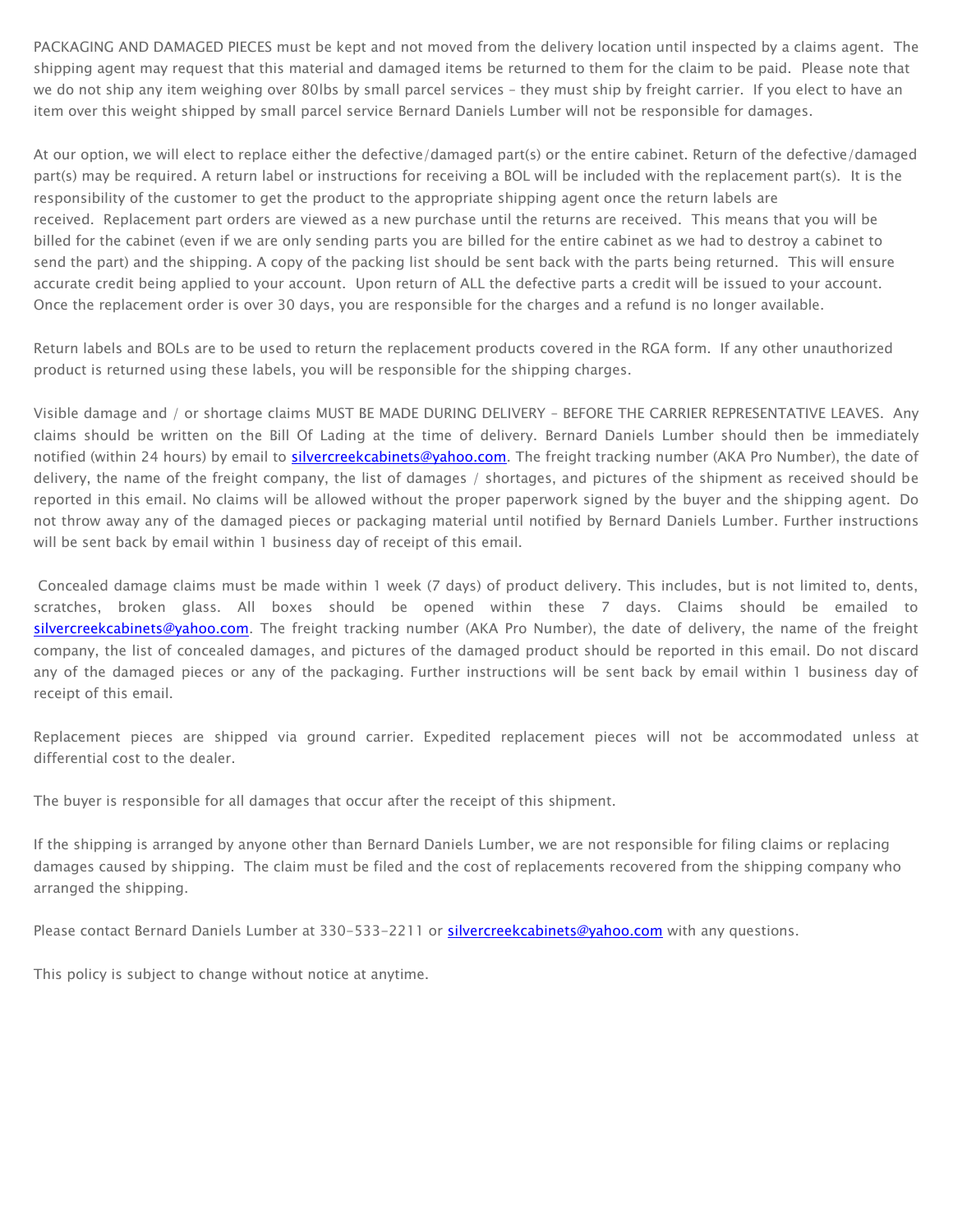PACKAGING AND DAMAGED PIECES must be kept and not moved from the delivery location until inspected by a claims agent. The shipping agent may request that this material and damaged items be returned to them for the claim to be paid. Please note that we do not ship any item weighing over 80lbs by small parcel services – they must ship by freight carrier. If you elect to have an item over this weight shipped by small parcel service Bernard Daniels Lumber will not be responsible for damages.

At our option, we will elect to replace either the defective/damaged part(s) or the entire cabinet. Return of the defective/damaged part(s) may be required. A return label or instructions for receiving a BOL will be included with the replacement part(s). It is the responsibility of the customer to get the product to the appropriate shipping agent once the return labels are received. Replacement part orders are viewed as a new purchase until the returns are received. This means that you will be billed for the cabinet (even if we are only sending parts you are billed for the entire cabinet as we had to destroy a cabinet to send the part) and the shipping. A copy of the packing list should be sent back with the parts being returned. This will ensure accurate credit being applied to your account. Upon return of ALL the defective parts a credit will be issued to your account. Once the replacement order is over 30 days, you are responsible for the charges and a refund is no longer available.

Return labels and BOLs are to be used to return the replacement products covered in the RGA form. If any other unauthorized product is returned using these labels, you will be responsible for the shipping charges.

Visible damage and / or shortage claims MUST BE MADE DURING DELIVERY – BEFORE THE CARRIER REPRESENTATIVE LEAVES. Any claims should be written on the Bill Of Lading at the time of delivery. Bernard Daniels Lumber should then be immediately notified (within 24 hours) by email to silvercreekcabinets@yahoo.com. The freight tracking number (AKA Pro Number), the date of delivery, the name of the freight company, the list of damages / shortages, and pictures of the shipment as received should be reported in this email. No claims will be allowed without the proper paperwork signed by the buyer and the shipping agent. Do not throw away any of the damaged pieces or packaging material until notified by Bernard Daniels Lumber. Further instructions will be sent back by email within 1 business day of receipt of this email.

Concealed damage claims must be made within 1 week (7 days) of product delivery. This includes, but is not limited to, dents, scratches, broken glass. All boxes should be opened within these 7 days. Claims should be emailed to silvercreekcabinets@yahoo.com. The freight tracking number (AKA Pro Number), the date of delivery, the name of the freight company, the list of concealed damages, and pictures of the damaged product should be reported in this email. Do not discard any of the damaged pieces or any of the packaging. Further instructions will be sent back by email within 1 business day of receipt of this email.

Replacement pieces are shipped via ground carrier. Expedited replacement pieces will not be accommodated unless at differential cost to the dealer.

The buyer is responsible for all damages that occur after the receipt of this shipment.

If the shipping is arranged by anyone other than Bernard Daniels Lumber, we are not responsible for filing claims or replacing damages caused by shipping. The claim must be filed and the cost of replacements recovered from the shipping company who arranged the shipping.

Please contact Bernard Daniels Lumber at 330-533-2211 or silvercreekcabinets@yahoo.com with any questions.

This policy is subject to change without notice at anytime.